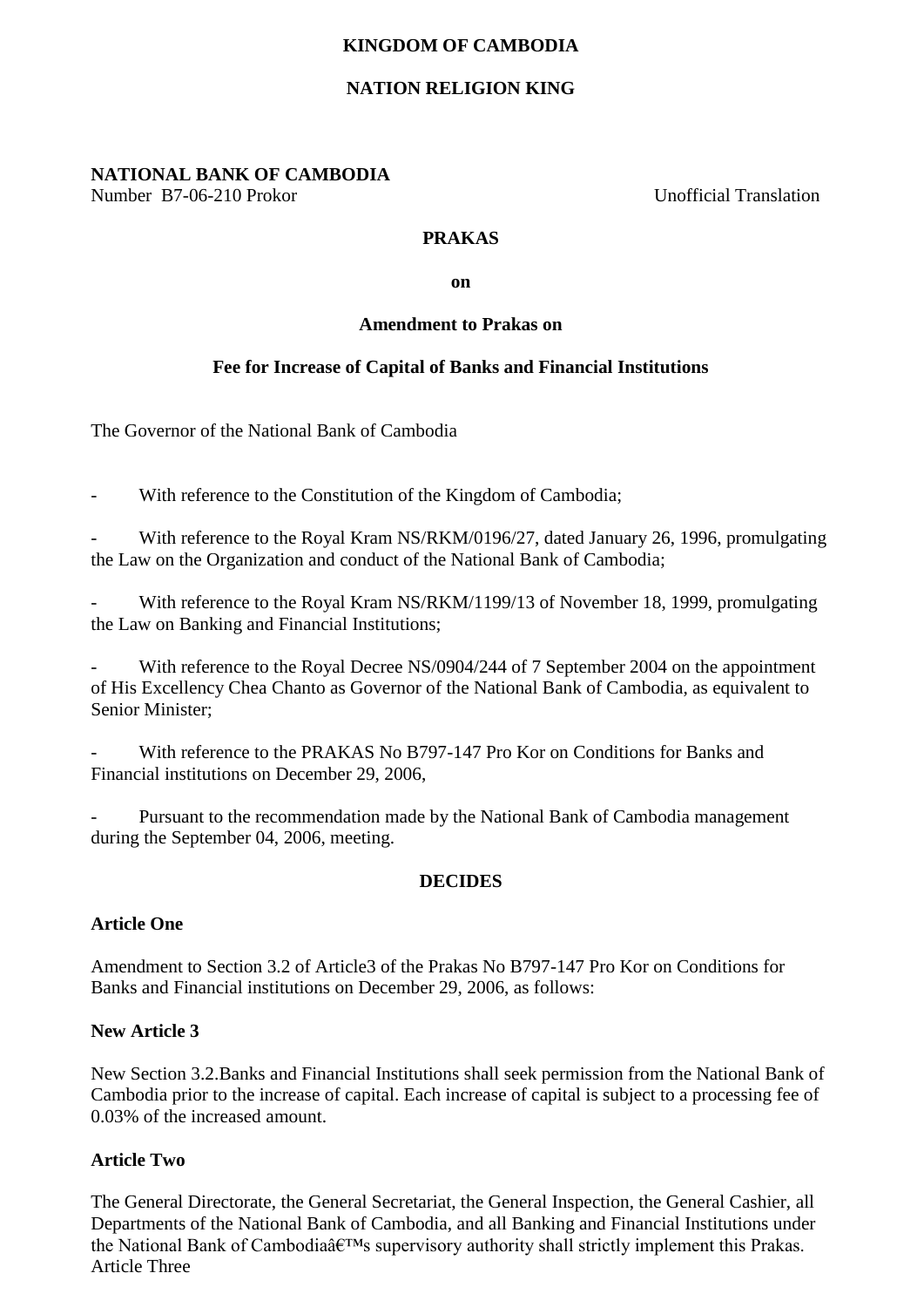**KINGDOM OF CAMBODIA**

**NATION RELIGION KING**

**NATIONAL BANK OF CAMBODIA**
Number B7-06-210 Prokor Unofficial Translation

# PRAKAS

**on**

**Amendment to Prakas on**

**Fee for Increase of Capital of Banks and Financial Institutions**

The Governor of the National Bank of Cambodia

- With reference to the Constitution of the Kingdom of Cambodia;

- With reference to the Royal Kram NS/RKM/0196/27, dated January 26, 1996, promulgating the Law on the Organization and conduct of the National Bank of Cambodia;

- With reference to the Royal Kram NS/RKM/1199/13 of November 18, 1999, promulgating the Law on Banking and Financial Institutions;

- With reference to the Royal Decree NS/0904/244 of 7 September 2004 on the appointment of His Excellency Chea Chanto as Governor of the National Bank of Cambodia, as equivalent to Senior Minister;

- With reference to the PRAKAS No B797-147 Pro Kor on Conditions for Banks and Financial institutions on December 29, 2006,

- Pursuant to the recommendation made by the National Bank of Cambodia management during the September 04, 2006, meeting.

**DECIDES**

**Article One**

Amendment to Section 3.2 of Article3 of the Prakas No B797-147 Pro Kor on Conditions for Banks and Financial institutions on December 29, 2006, as follows:

**New Article 3**

New Section 3.2.Banks and Financial Institutions shall seek permission from the National Bank of Cambodia prior to the increase of capital. Each increase of capital is subject to a processing fee of 0.03% of the increased amount.

**Article Two**

The General Directorate, the General Secretariat, the General Inspection, the General Cashier, all Departments of the National Bank of Cambodia, and all Banking and Financial Institutions under the National Bank of Cambodiaâ€™s supervisory authority shall strictly implement this Prakas.
Article Three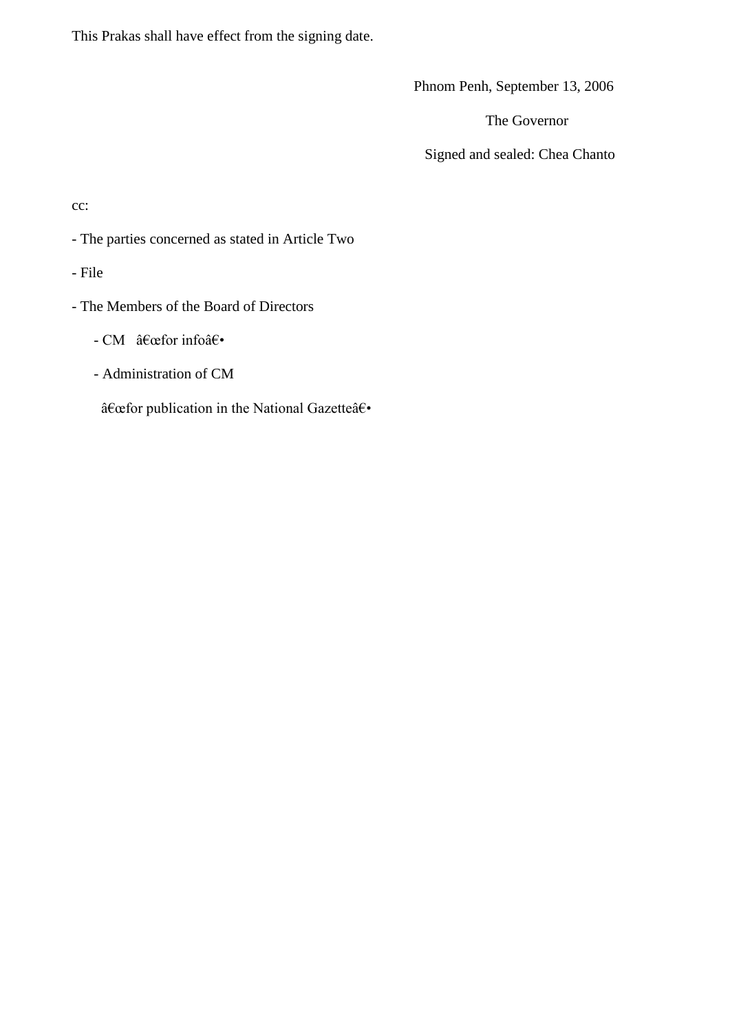This Prakas shall have effect from the signing date.

Phnom Penh, September 13, 2006

The Governor

Signed and sealed: Chea Chanto

cc:

- The parties concerned as stated in Article Two
- File
- The Members of the Board of Directors
  - CM â€œfor infoâ€•
  - Administration of CM

  â€œfor publication in the National Gazetteâ€•